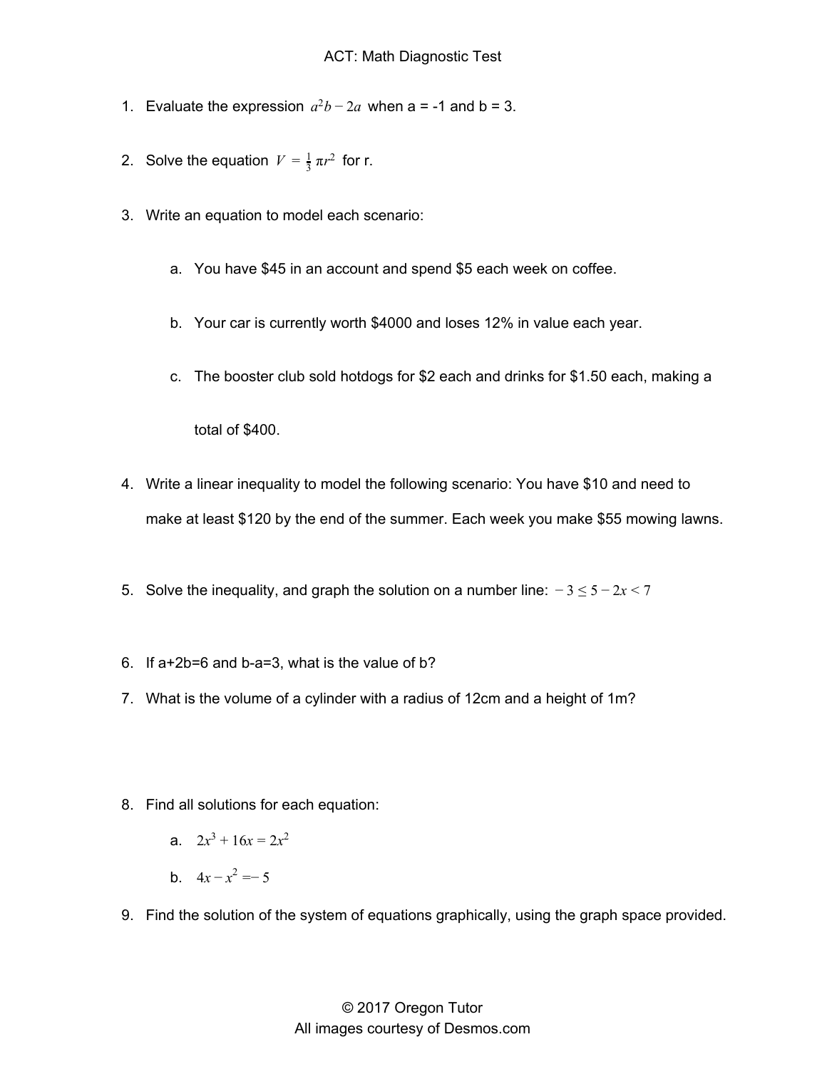# ACT: Math Diagnostic Test

1. Evaluate the expression $a^2b - 2a$ when a = -1 and b = 3.

2. Solve the equation $V = \frac{1}{3}\pi r^2$ for r.

3. Write an equation to model each scenario:

   a. You have $45 in an account and spend $5 each week on coffee.

   b. Your car is currently worth $4000 and loses 12% in value each year.

   c. The booster club sold hotdogs for $2 each and drinks for $1.50 each, making a total of $400.

4. Write a linear inequality to model the following scenario: You have $10 and need to make at least $120 by the end of the summer. Each week you make $55 mowing lawns.

5. Solve the inequality, and graph the solution on a number line: $-3 \leq 5 - 2x < 7$

6. If a+2b=6 and b-a=3, what is the value of b?

7. What is the volume of a cylinder with a radius of 12cm and a height of 1m?

8. Find all solutions for each equation:

   a. $2x^3 + 16x = 2x^2$

   b. $4x - x^2 = -5$

9. Find the solution of the system of equations graphically, using the graph space provided.

© 2017 Oregon Tutor
All images courtesy of Desmos.com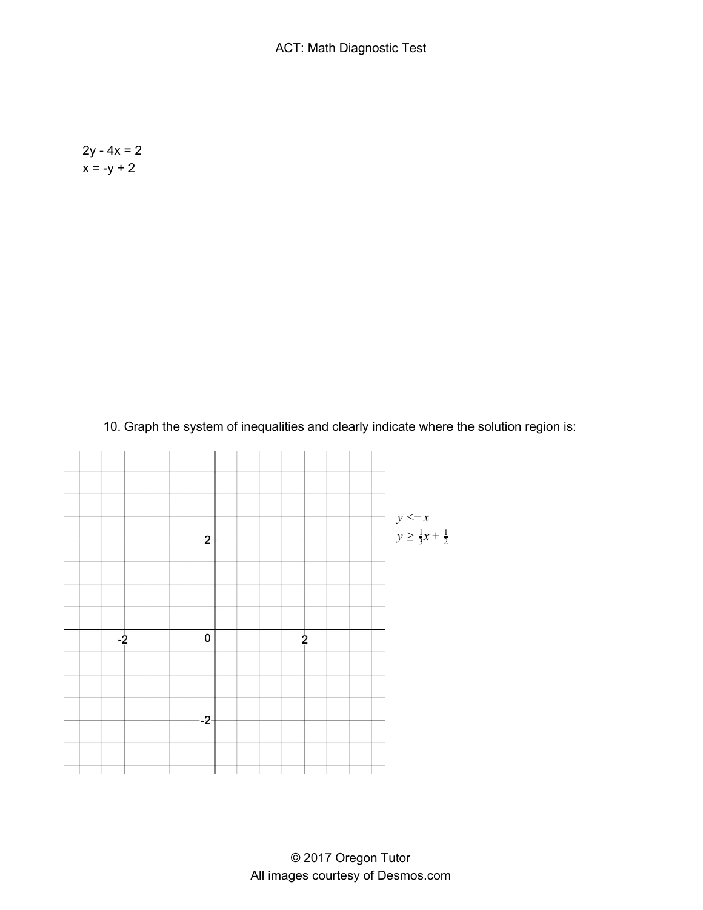2y - 4x = 2
x = -y + 2

10. Graph the system of inequalities and clearly indicate where the solution region is:

$y < -x$
$y \geq \frac{1}{3}x + \frac{1}{2}$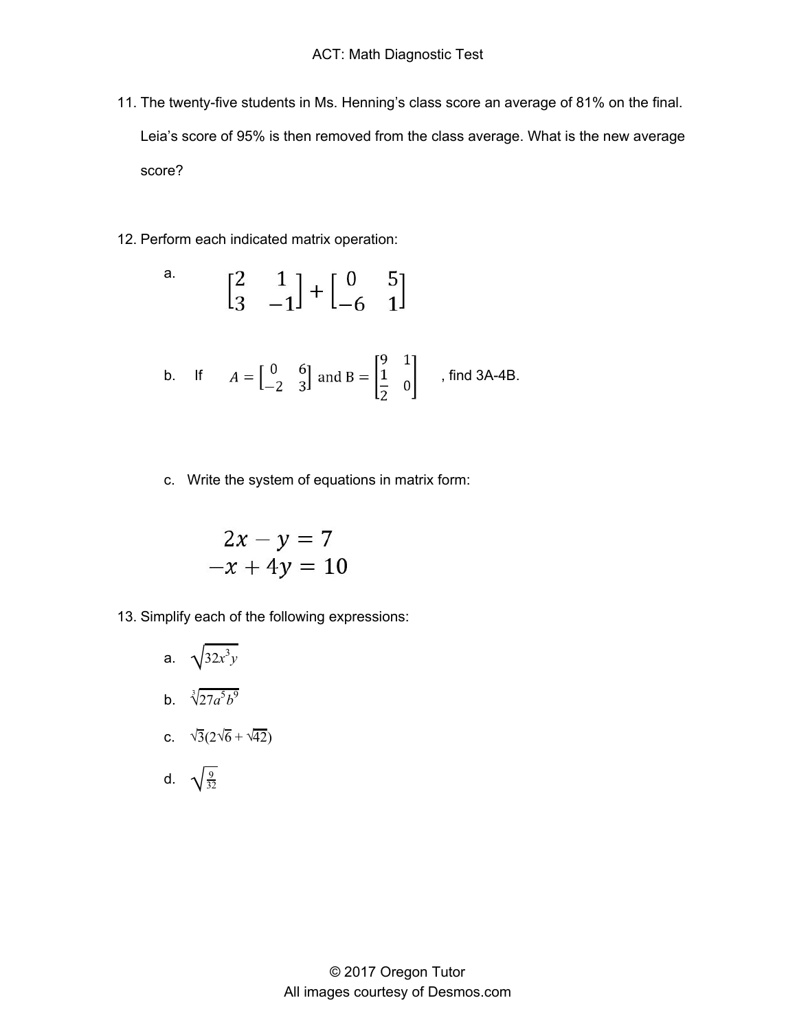11. The twenty-five students in Ms. Henning's class score an average of 81% on the final. Leia's score of 95% is then removed from the class average. What is the new average score?

12. Perform each indicated matrix operation:

    a. $$\begin{bmatrix} 2 & 1 \\ 3 & -1 \end{bmatrix} + \begin{bmatrix} 0 & 5 \\ -6 & 1 \end{bmatrix}$$

    b. If $A = \begin{bmatrix} 0 & 6 \\ -2 & 3 \end{bmatrix}$ and $B = \begin{bmatrix} 9 & 1 \\ \frac{1}{2} & 0 \end{bmatrix}$, find 3A-4B.

    c. Write the system of equations in matrix form:

    $$\begin{aligned} 2x - y &= 7 \\ -x + 4y &= 10 \end{aligned}$$

13. Simplify each of the following expressions:

    a. $\sqrt{32x^3y}$

    b. $\sqrt[3]{27a^5b^9}$

    c. $\sqrt{3}(2\sqrt{6} + \sqrt{42})$

    d. $\sqrt{\frac{9}{32}}$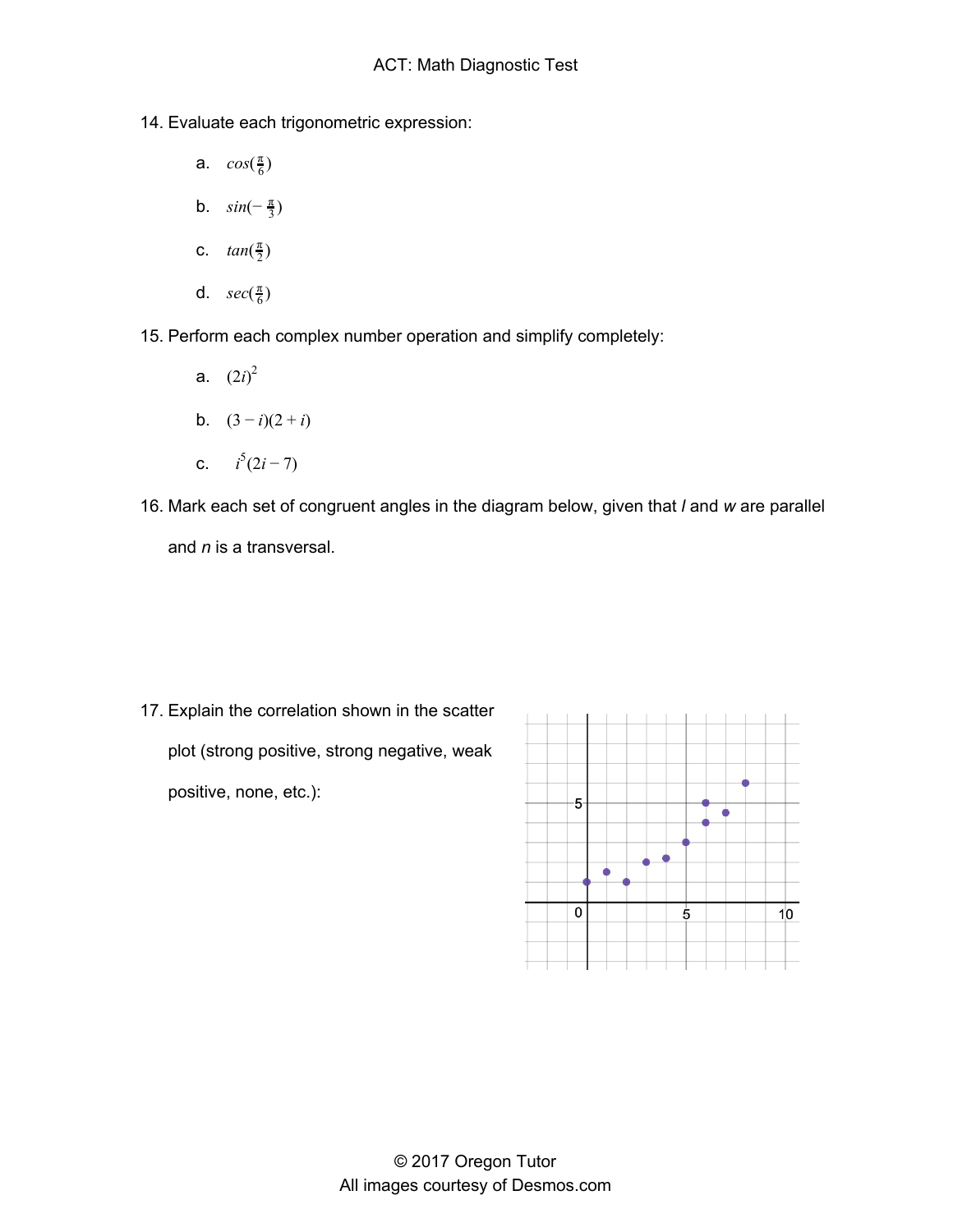14. Evaluate each trigonometric expression:

    a. $cos(\frac{\pi}{6})$

    b. $sin(-\frac{\pi}{3})$

    c. $tan(\frac{\pi}{2})$

    d. $sec(\frac{\pi}{6})$

15. Perform each complex number operation and simplify completely:

    a. $(2i)^2$

    b. $(3-i)(2+i)$

    c. $i^5(2i-7)$

16. Mark each set of congruent angles in the diagram below, given that *l* and *w* are parallel and *n* is a transversal.

17. Explain the correlation shown in the scatter plot (strong positive, strong negative, weak positive, none, etc.):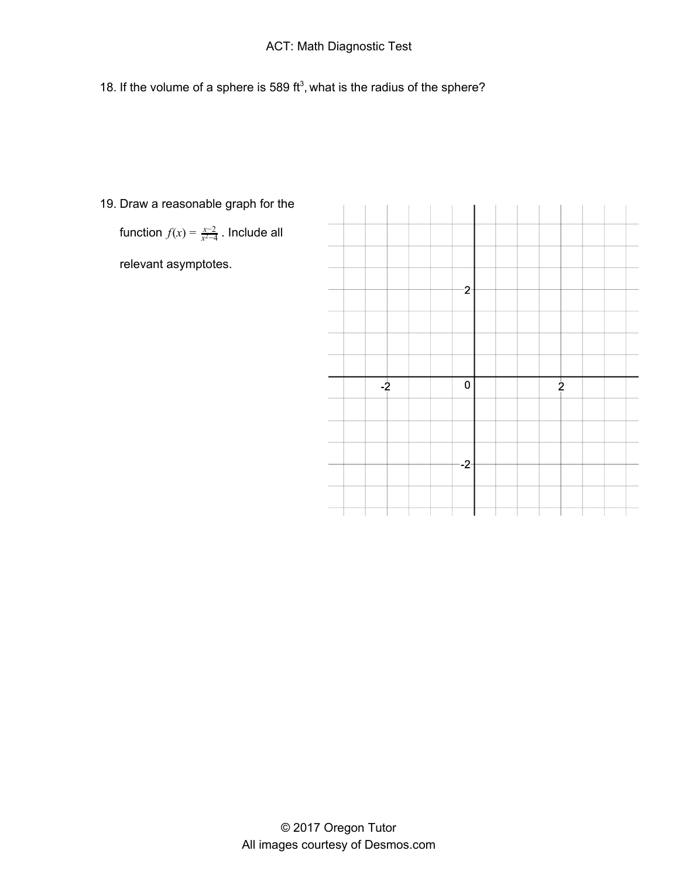18. If the volume of a sphere is 589 $ft^3$, what is the radius of the sphere?

19. Draw a reasonable graph for the function $f(x) = \frac{x-2}{x^2-4}$. Include all relevant asymptotes.

2

-2

0

2

-2

© 2017 Oregon Tutor
All images courtesy of Desmos.com